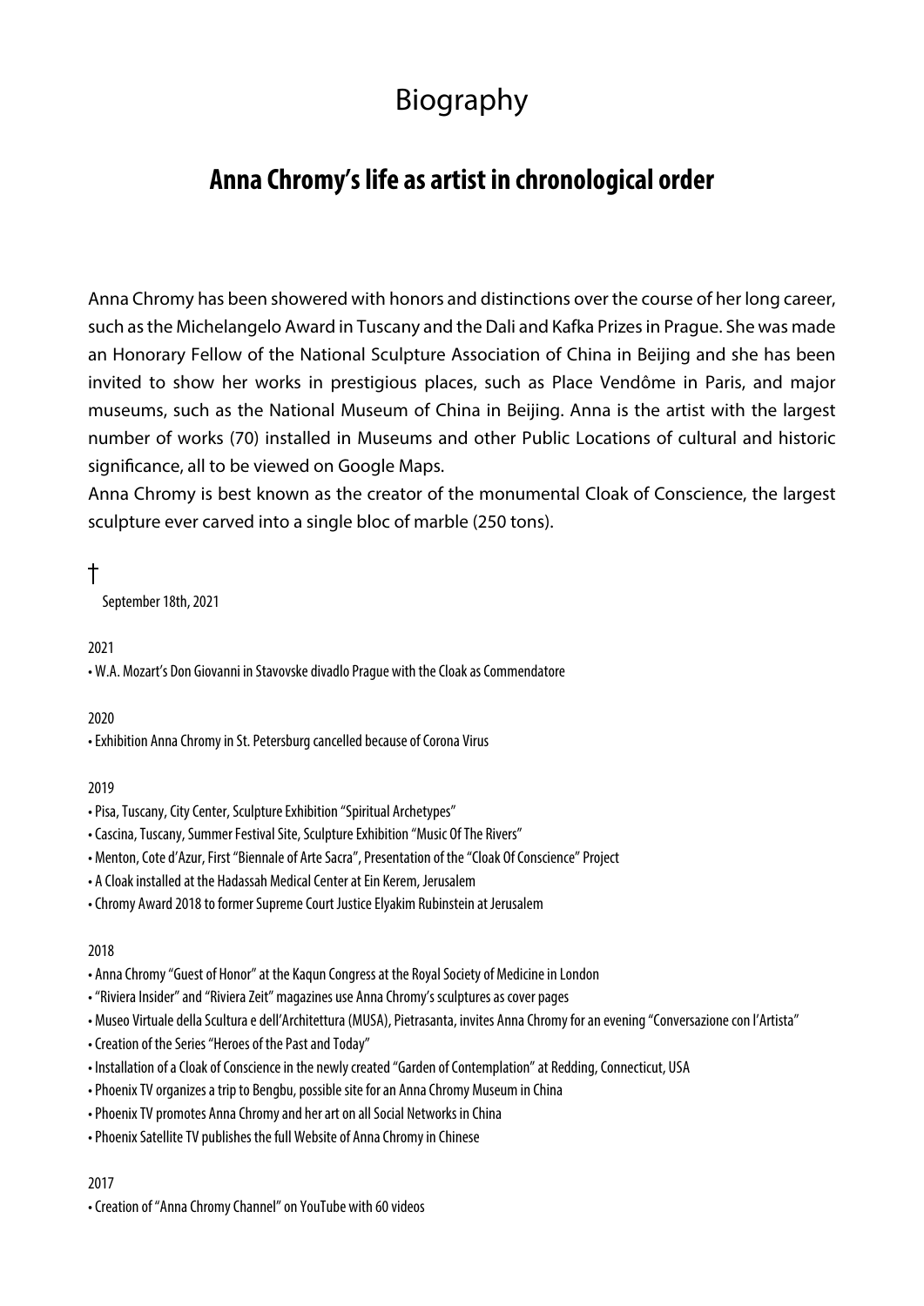# Biography

## Anna Chromy's life as artist in chronological order

Anna Chromy has been showered with honors and distinctions over the course of her long career, such as the Michelangelo Award in Tuscany and the Dali and Kafka Prizes in Prague. She was made an Honorary Fellow of the National Sculpture Association of China in Beijing and she has been invited to show her works in prestigious places, such as Place Vendôme in Paris, and major museums, such as the National Museum of China in Beijing. Anna is the artist with the largest number of works (70) installed in Museums and other Public Locations of cultural and historic significance, all to be viewed on Google Maps.
Anna Chromy is best known as the creator of the monumental Cloak of Conscience, the largest sculpture ever carved into a single bloc of marble (250 tons).

†

September 18th, 2021

2021

- W.A. Mozart's Don Giovanni in Stavovske divadlo Prague with the Cloak as Commendatore

2020

- Exhibition Anna Chromy in St. Petersburg cancelled because of Corona Virus

2019

- Pisa, Tuscany, City Center, Sculpture Exhibition "Spiritual Archetypes"
- Cascina, Tuscany, Summer Festival Site, Sculpture Exhibition "Music Of The Rivers"
- Menton, Cote d'Azur, First "Biennale of Arte Sacra", Presentation of the "Cloak Of Conscience" Project
- A Cloak installed at the Hadassah Medical Center at Ein Kerem, Jerusalem
- Chromy Award 2018 to former Supreme Court Justice Elyakim Rubinstein at Jerusalem

2018

- Anna Chromy "Guest of Honor" at the Kaqun Congress at the Royal Society of Medicine in London
- "Riviera Insider" and "Riviera Zeit" magazines use Anna Chromy's sculptures as cover pages
- Museo Virtuale della Scultura e dell'Architettura (MUSA), Pietrasanta, invites Anna Chromy for an evening "Conversazione con l'Artista"
- Creation of the Series "Heroes of the Past and Today"
- Installation of a Cloak of Conscience in the newly created "Garden of Contemplation" at Redding, Connecticut, USA
- Phoenix TV organizes a trip to Bengbu, possible site for an Anna Chromy Museum in China
- Phoenix TV promotes Anna Chromy and her art on all Social Networks in China
- Phoenix Satellite TV publishes the full Website of Anna Chromy in Chinese

2017

- Creation of "Anna Chromy Channel" on YouTube with 60 videos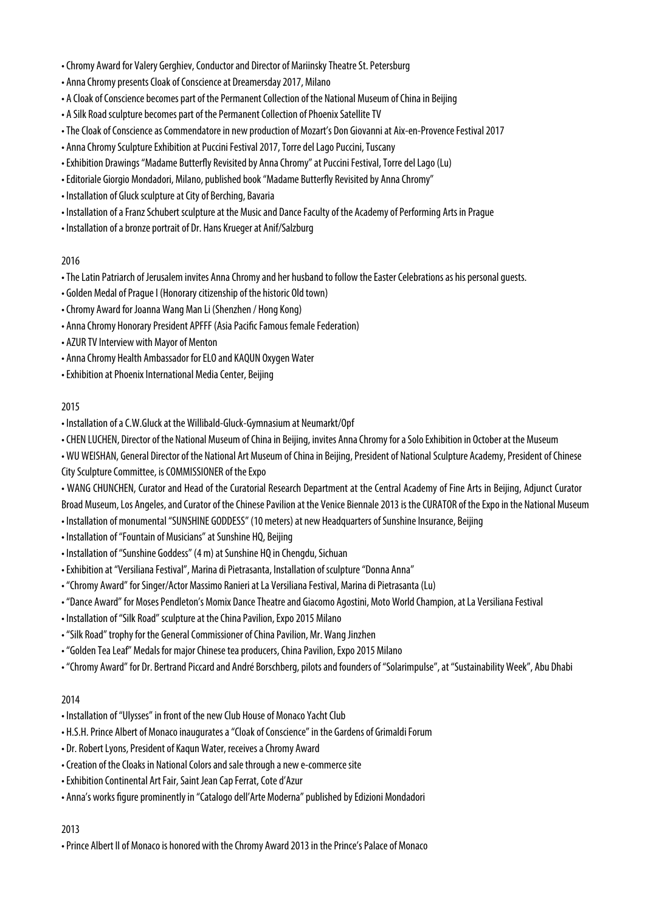- Chromy Award for Valery Gerghiev, Conductor and Director of Mariinsky Theatre St. Petersburg
- Anna Chromy presents Cloak of Conscience at Dreamersday 2017, Milano
- A Cloak of Conscience becomes part of the Permanent Collection of the National Museum of China in Beijing
- A Silk Road sculpture becomes part of the Permanent Collection of Phoenix Satellite TV
- The Cloak of Conscience as Commendatore in new production of Mozart's Don Giovanni at Aix-en-Provence Festival 2017
- Anna Chromy Sculpture Exhibition at Puccini Festival 2017, Torre del Lago Puccini, Tuscany
- Exhibition Drawings "Madame Butterfly Revisited by Anna Chromy" at Puccini Festival, Torre del Lago (Lu)
- Editoriale Giorgio Mondadori, Milano, published book "Madame Butterfly Revisited by Anna Chromy"
- Installation of Gluck sculpture at City of Berching, Bavaria
- Installation of a Franz Schubert sculpture at the Music and Dance Faculty of the Academy of Performing Arts in Prague
- Installation of a bronze portrait of Dr. Hans Krueger at Anif/Salzburg

2016

- The Latin Patriarch of Jerusalem invites Anna Chromy and her husband to follow the Easter Celebrations as his personal guests.
- Golden Medal of Prague I (Honorary citizenship of the historic Old town)
- Chromy Award for Joanna Wang Man Li (Shenzhen / Hong Kong)
- Anna Chromy Honorary President APFFF (Asia Pacific Famous female Federation)
- AZUR TV Interview with Mayor of Menton
- Anna Chromy Health Ambassador for ELO and KAQUN Oxygen Water
- Exhibition at Phoenix International Media Center, Beijing

2015

- Installation of a C.W.Gluck at the Willibald-Gluck-Gymnasium at Neumarkt/Opf
- CHEN LUCHEN, Director of the National Museum of China in Beijing, invites Anna Chromy for a Solo Exhibition in October at the Museum
- WU WEISHAN, General Director of the National Art Museum of China in Beijing, President of National Sculpture Academy, President of Chinese City Sculpture Committee, is COMMISSIONER of the Expo
- WANG CHUNCHEN, Curator and Head of the Curatorial Research Department at the Central Academy of Fine Arts in Beijing, Adjunct Curator Broad Museum, Los Angeles, and Curator of the Chinese Pavilion at the Venice Biennale 2013 is the CURATOR of the Expo in the National Museum
- Installation of monumental "SUNSHINE GODDESS" (10 meters) at new Headquarters of Sunshine Insurance, Beijing
- Installation of "Fountain of Musicians" at Sunshine HQ, Beijing
- Installation of "Sunshine Goddess" (4 m) at Sunshine HQ in Chengdu, Sichuan
- Exhibition at "Versiliana Festival", Marina di Pietrasanta, Installation of sculpture "Donna Anna"
- "Chromy Award" for Singer/Actor Massimo Ranieri at La Versiliana Festival, Marina di Pietrasanta (Lu)
- "Dance Award" for Moses Pendleton's Momix Dance Theatre and Giacomo Agostini, Moto World Champion, at La Versiliana Festival
- Installation of "Silk Road" sculpture at the China Pavilion, Expo 2015 Milano
- "Silk Road" trophy for the General Commissioner of China Pavilion, Mr. Wang Jinzhen
- "Golden Tea Leaf" Medals for major Chinese tea producers, China Pavilion, Expo 2015 Milano
- "Chromy Award" for Dr. Bertrand Piccard and André Borschberg, pilots and founders of "Solarimpulse", at "Sustainability Week", Abu Dhabi

2014

- Installation of "Ulysses" in front of the new Club House of Monaco Yacht Club
- H.S.H. Prince Albert of Monaco inaugurates a "Cloak of Conscience" in the Gardens of Grimaldi Forum
- Dr. Robert Lyons, President of Kaqun Water, receives a Chromy Award
- Creation of the Cloaks in National Colors and sale through a new e-commerce site
- Exhibition Continental Art Fair, Saint Jean Cap Ferrat, Cote d'Azur
- Anna's works figure prominently in "Catalogo dell'Arte Moderna" published by Edizioni Mondadori

2013

- Prince Albert II of Monaco is honored with the Chromy Award 2013 in the Prince's Palace of Monaco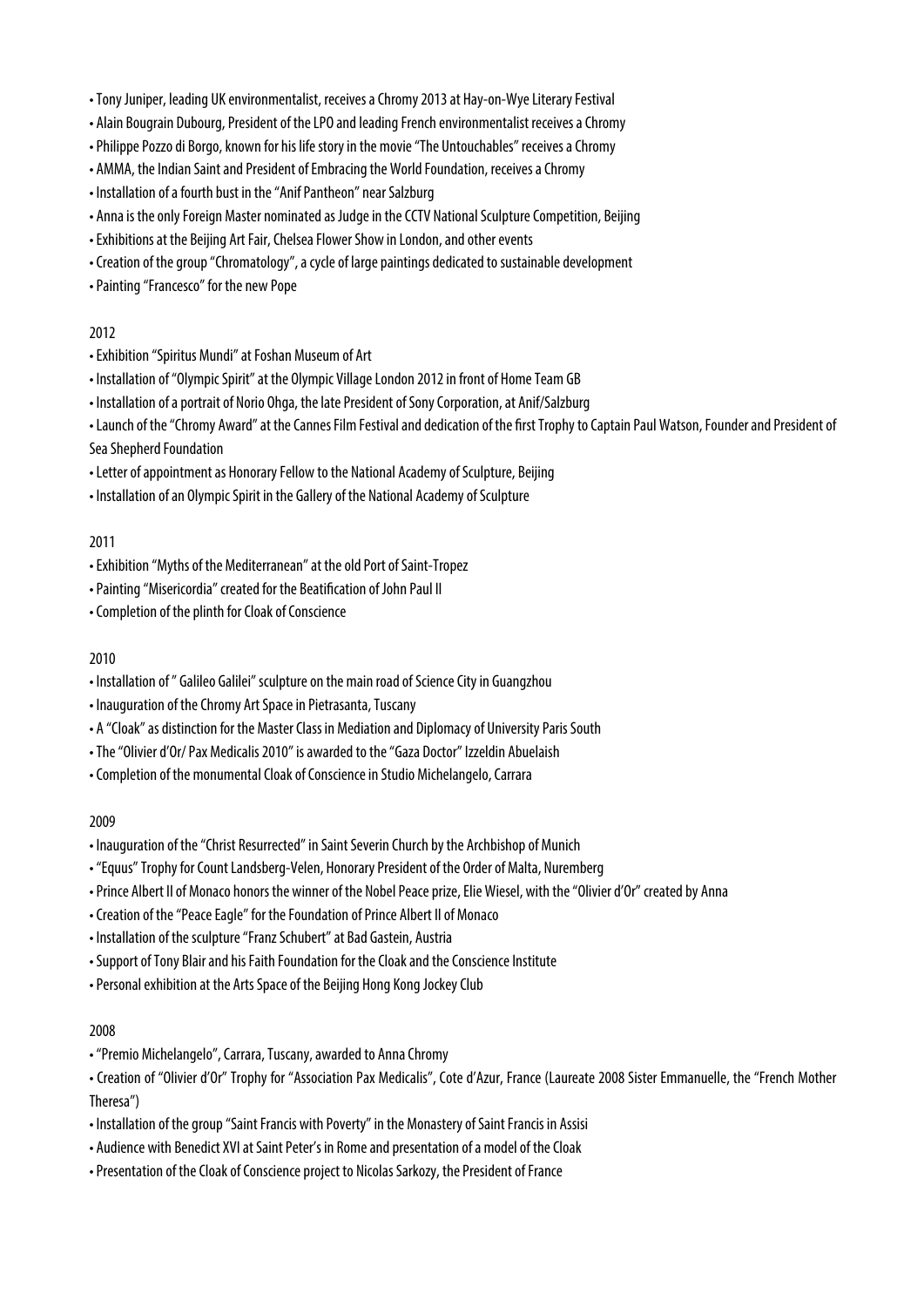- Tony Juniper, leading UK environmentalist, receives a Chromy 2013 at Hay-on-Wye Literary Festival
- Alain Bougrain Dubourg, President of the LPO and leading French environmentalist receives a Chromy
- Philippe Pozzo di Borgo, known for his life story in the movie "The Untouchables" receives a Chromy
- AMMA, the Indian Saint and President of Embracing the World Foundation, receives a Chromy
- Installation of a fourth bust in the "Anif Pantheon" near Salzburg
- Anna is the only Foreign Master nominated as Judge in the CCTV National Sculpture Competition, Beijing
- Exhibitions at the Beijing Art Fair, Chelsea Flower Show in London, and other events
- Creation of the group "Chromatology", a cycle of large paintings dedicated to sustainable development
- Painting "Francesco" for the new Pope

2012

- Exhibition "Spiritus Mundi" at Foshan Museum of Art
- Installation of "Olympic Spirit" at the Olympic Village London 2012 in front of Home Team GB
- Installation of a portrait of Norio Ohga, the late President of Sony Corporation, at Anif/Salzburg
- Launch of the "Chromy Award" at the Cannes Film Festival and dedication of the first Trophy to Captain Paul Watson, Founder and President of Sea Shepherd Foundation
- Letter of appointment as Honorary Fellow to the National Academy of Sculpture, Beijing
- Installation of an Olympic Spirit in the Gallery of the National Academy of Sculpture

2011

- Exhibition "Myths of the Mediterranean" at the old Port of Saint-Tropez
- Painting "Misericordia" created for the Beatification of John Paul II
- Completion of the plinth for Cloak of Conscience

2010

- Installation of " Galileo Galilei" sculpture on the main road of Science City in Guangzhou
- Inauguration of the Chromy Art Space in Pietrasanta, Tuscany
- A "Cloak" as distinction for the Master Class in Mediation and Diplomacy of University Paris South
- The "Olivier d'Or/ Pax Medicalis 2010" is awarded to the "Gaza Doctor" Izzeldin Abuelaish
- Completion of the monumental Cloak of Conscience in Studio Michelangelo, Carrara

2009

- Inauguration of the "Christ Resurrected" in Saint Severin Church by the Archbishop of Munich
- "Equus" Trophy for Count Landsberg-Velen, Honorary President of the Order of Malta, Nuremberg
- Prince Albert II of Monaco honors the winner of the Nobel Peace prize, Elie Wiesel, with the "Olivier d'Or" created by Anna
- Creation of the "Peace Eagle" for the Foundation of Prince Albert II of Monaco
- Installation of the sculpture "Franz Schubert" at Bad Gastein, Austria
- Support of Tony Blair and his Faith Foundation for the Cloak and the Conscience Institute
- Personal exhibition at the Arts Space of the Beijing Hong Kong Jockey Club

2008

- "Premio Michelangelo", Carrara, Tuscany, awarded to Anna Chromy
- Creation of "Olivier d'Or" Trophy for "Association Pax Medicalis", Cote d'Azur, France (Laureate 2008 Sister Emmanuelle, the "French Mother Theresa")
- Installation of the group "Saint Francis with Poverty" in the Monastery of Saint Francis in Assisi
- Audience with Benedict XVI at Saint Peter's in Rome and presentation of a model of the Cloak
- Presentation of the Cloak of Conscience project to Nicolas Sarkozy, the President of France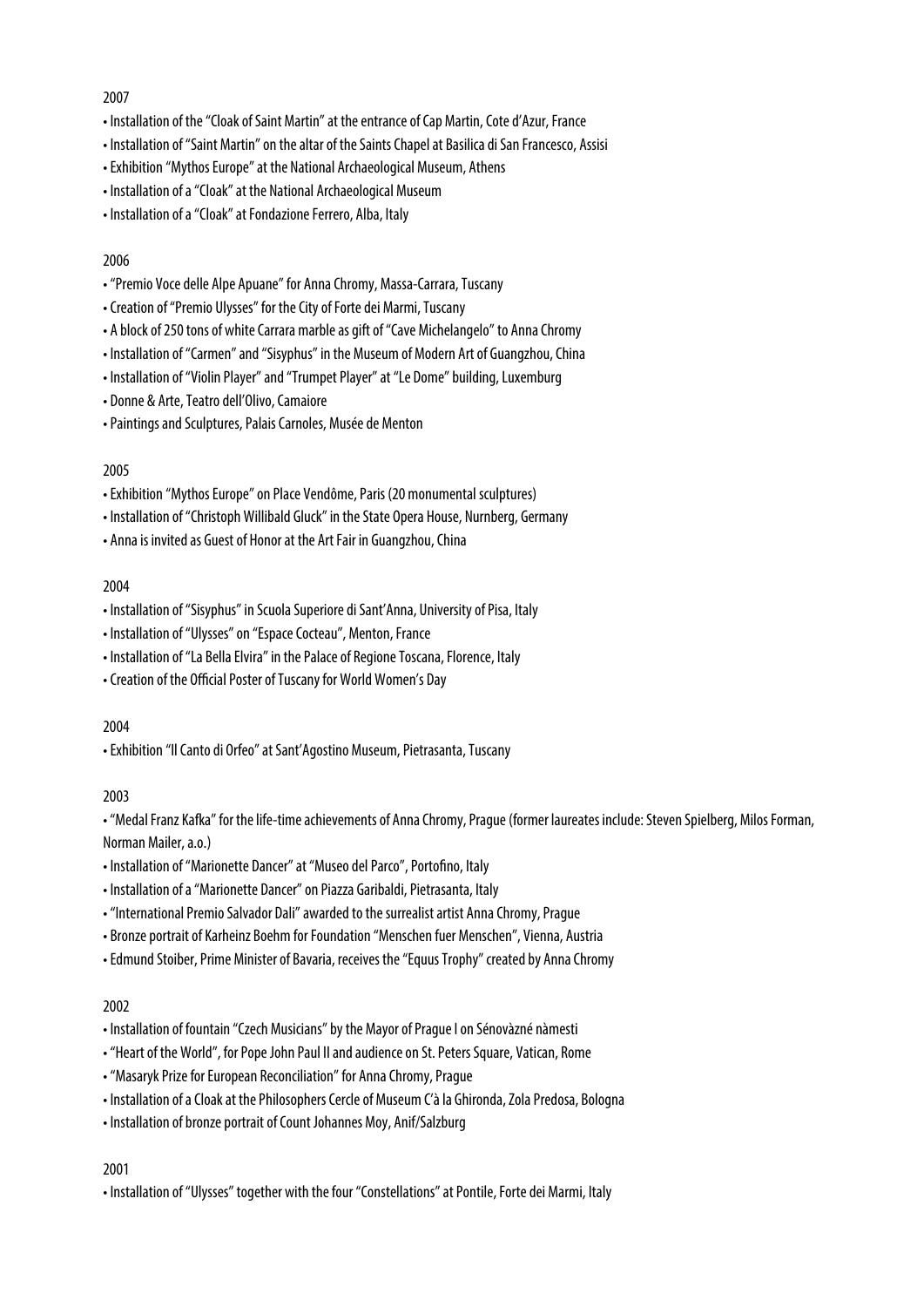2007

- Installation of the "Cloak of Saint Martin" at the entrance of Cap Martin, Cote d'Azur, France
- Installation of "Saint Martin" on the altar of the Saints Chapel at Basilica di San Francesco, Assisi
- Exhibition "Mythos Europe" at the National Archaeological Museum, Athens
- Installation of a "Cloak" at the National Archaeological Museum
- Installation of a "Cloak" at Fondazione Ferrero, Alba, Italy

2006

- "Premio Voce delle Alpe Apuane" for Anna Chromy, Massa-Carrara, Tuscany
- Creation of "Premio Ulysses" for the City of Forte dei Marmi, Tuscany
- A block of 250 tons of white Carrara marble as gift of "Cave Michelangelo" to Anna Chromy
- Installation of "Carmen" and "Sisyphus" in the Museum of Modern Art of Guangzhou, China
- Installation of "Violin Player" and "Trumpet Player" at "Le Dome" building, Luxemburg
- Donne & Arte, Teatro dell'Olivo, Camaiore
- Paintings and Sculptures, Palais Carnoles, Musée de Menton

2005

- Exhibition "Mythos Europe" on Place Vendôme, Paris (20 monumental sculptures)
- Installation of "Christoph Willibald Gluck" in the State Opera House, Nurnberg, Germany
- Anna is invited as Guest of Honor at the Art Fair in Guangzhou, China

2004

- Installation of "Sisyphus" in Scuola Superiore di Sant'Anna, University of Pisa, Italy
- Installation of "Ulysses" on "Espace Cocteau", Menton, France
- Installation of "La Bella Elvira" in the Palace of Regione Toscana, Florence, Italy
- Creation of the Official Poster of Tuscany for World Women's Day

2004

- Exhibition "Il Canto di Orfeo" at Sant'Agostino Museum, Pietrasanta, Tuscany

2003

- "Medal Franz Kafka" for the life-time achievements of Anna Chromy, Prague (former laureates include: Steven Spielberg, Milos Forman, Norman Mailer, a.o.)
- Installation of "Marionette Dancer" at "Museo del Parco", Portofino, Italy
- Installation of a "Marionette Dancer" on Piazza Garibaldi, Pietrasanta, Italy
- "International Premio Salvador Dali" awarded to the surrealist artist Anna Chromy, Prague
- Bronze portrait of Karheinz Boehm for Foundation "Menschen fuer Menschen", Vienna, Austria
- Edmund Stoiber, Prime Minister of Bavaria, receives the "Equus Trophy" created by Anna Chromy

2002

- Installation of fountain "Czech Musicians" by the Mayor of Prague I on Sénovàzné nàmesti
- "Heart of the World", for Pope John Paul II and audience on St. Peters Square, Vatican, Rome
- "Masaryk Prize for European Reconciliation" for Anna Chromy, Prague
- Installation of a Cloak at the Philosophers Cercle of Museum C'à la Ghironda, Zola Predosa, Bologna
- Installation of bronze portrait of Count Johannes Moy, Anif/Salzburg

2001

- Installation of "Ulysses" together with the four "Constellations" at Pontile, Forte dei Marmi, Italy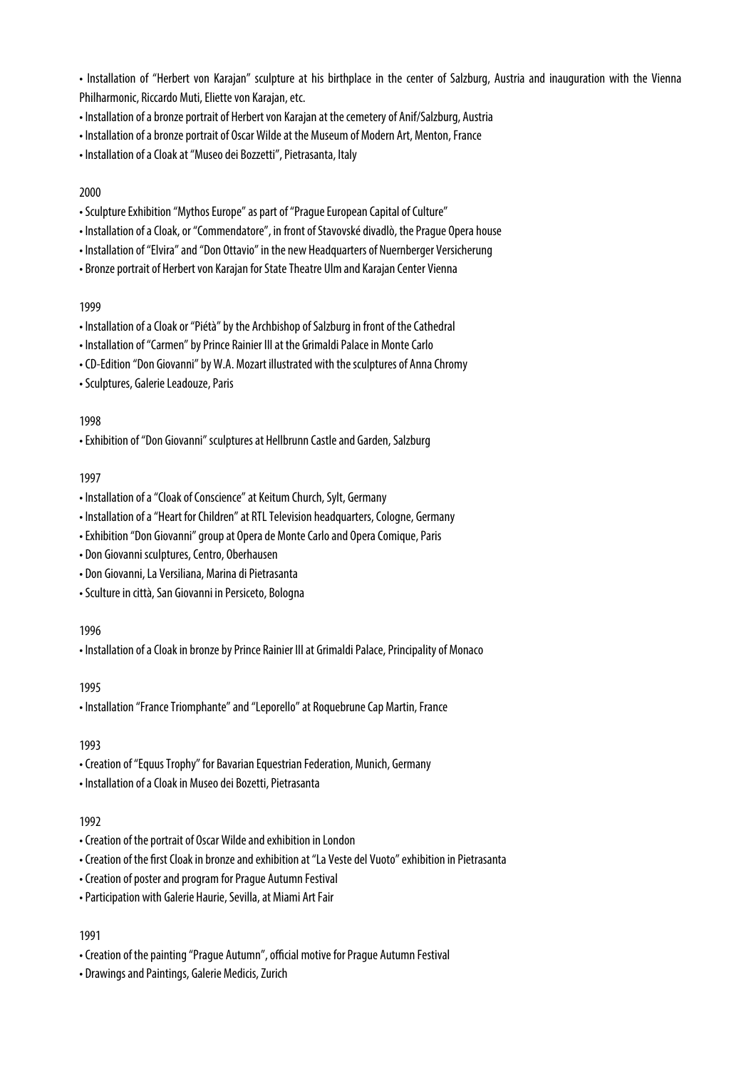• Installation of "Herbert von Karajan" sculpture at his birthplace in the center of Salzburg, Austria and inauguration with the Vienna Philharmonic, Riccardo Muti, Eliette von Karajan, etc.
• Installation of a bronze portrait of Herbert von Karajan at the cemetery of Anif/Salzburg, Austria
• Installation of a bronze portrait of Oscar Wilde at the Museum of Modern Art, Menton, France
• Installation of a Cloak at "Museo dei Bozzetti", Pietrasanta, Italy

2000

• Sculpture Exhibition "Mythos Europe" as part of "Prague European Capital of Culture"
• Installation of a Cloak, or "Commendatore", in front of Stavovské divadlò, the Prague Opera house
• Installation of "Elvira" and "Don Ottavio" in the new Headquarters of Nuernberger Versicherung
• Bronze portrait of Herbert von Karajan for State Theatre Ulm and Karajan Center Vienna

1999

• Installation of a Cloak or "Piétà" by the Archbishop of Salzburg in front of the Cathedral
• Installation of "Carmen" by Prince Rainier III at the Grimaldi Palace in Monte Carlo
• CD-Edition "Don Giovanni" by W.A. Mozart illustrated with the sculptures of Anna Chromy
• Sculptures, Galerie Leadouze, Paris

1998

• Exhibition of "Don Giovanni" sculptures at Hellbrunn Castle and Garden, Salzburg

1997

• Installation of a "Cloak of Conscience" at Keitum Church, Sylt, Germany
• Installation of a "Heart for Children" at RTL Television headquarters, Cologne, Germany
• Exhibition "Don Giovanni" group at Opera de Monte Carlo and Opera Comique, Paris
• Don Giovanni sculptures, Centro, Oberhausen
• Don Giovanni, La Versiliana, Marina di Pietrasanta
• Sculture in città, San Giovanni in Persiceto, Bologna

1996

• Installation of a Cloak in bronze by Prince Rainier III at Grimaldi Palace, Principality of Monaco

1995

• Installation "France Triomphante" and "Leporello" at Roquebrune Cap Martin, France

1993

• Creation of "Equus Trophy" for Bavarian Equestrian Federation, Munich, Germany
• Installation of a Cloak in Museo dei Bozetti, Pietrasanta

1992

• Creation of the portrait of Oscar Wilde and exhibition in London
• Creation of the first Cloak in bronze and exhibition at "La Veste del Vuoto" exhibition in Pietrasanta
• Creation of poster and program for Prague Autumn Festival
• Participation with Galerie Haurie, Sevilla, at Miami Art Fair

1991

• Creation of the painting "Prague Autumn", official motive for Prague Autumn Festival
• Drawings and Paintings, Galerie Medicis, Zurich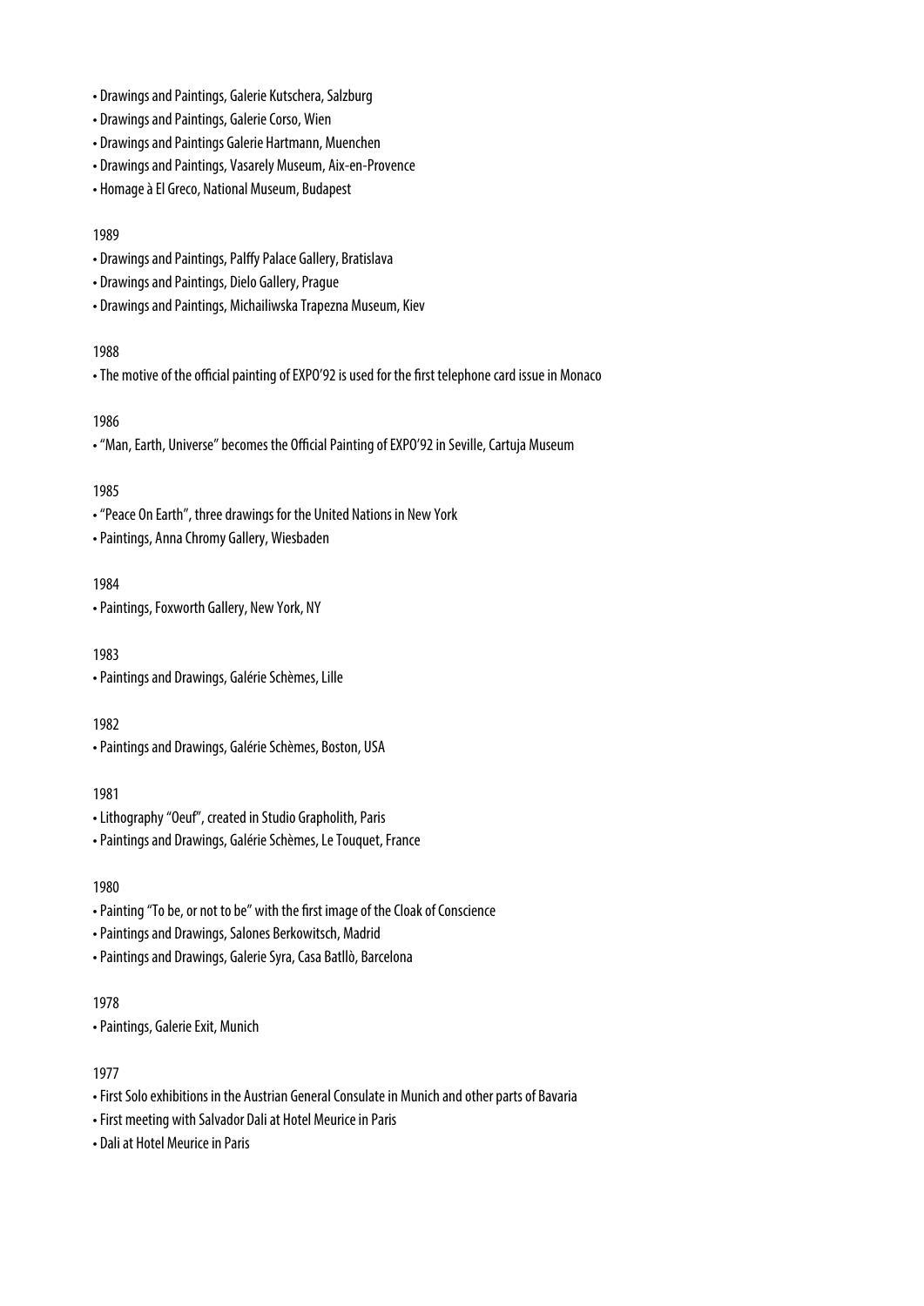- Drawings and Paintings, Galerie Kutschera, Salzburg
- Drawings and Paintings, Galerie Corso, Wien
- Drawings and Paintings Galerie Hartmann, Muenchen
- Drawings and Paintings, Vasarely Museum, Aix-en-Provence
- Homage à El Greco, National Museum, Budapest

1989

- Drawings and Paintings, Palffy Palace Gallery, Bratislava
- Drawings and Paintings, Dielo Gallery, Prague
- Drawings and Paintings, Michailiwska Trapezna Museum, Kiev

1988

- The motive of the official painting of EXPO'92 is used for the first telephone card issue in Monaco

1986

- "Man, Earth, Universe" becomes the Official Painting of EXPO'92 in Seville, Cartuja Museum

1985

- "Peace On Earth", three drawings for the United Nations in New York
- Paintings, Anna Chromy Gallery, Wiesbaden

1984

- Paintings, Foxworth Gallery, New York, NY

1983

- Paintings and Drawings, Galérie Schèmes, Lille

1982

- Paintings and Drawings, Galérie Schèmes, Boston, USA

1981

- Lithography "Oeuf", created in Studio Grapholith, Paris
- Paintings and Drawings, Galérie Schèmes, Le Touquet, France

1980

- Painting "To be, or not to be" with the first image of the Cloak of Conscience
- Paintings and Drawings, Salones Berkowitsch, Madrid
- Paintings and Drawings, Galerie Syra, Casa Batllò, Barcelona

1978

- Paintings, Galerie Exit, Munich

1977

- First Solo exhibitions in the Austrian General Consulate in Munich and other parts of Bavaria
- First meeting with Salvador Dali at Hotel Meurice in Paris
- Dali at Hotel Meurice in Paris